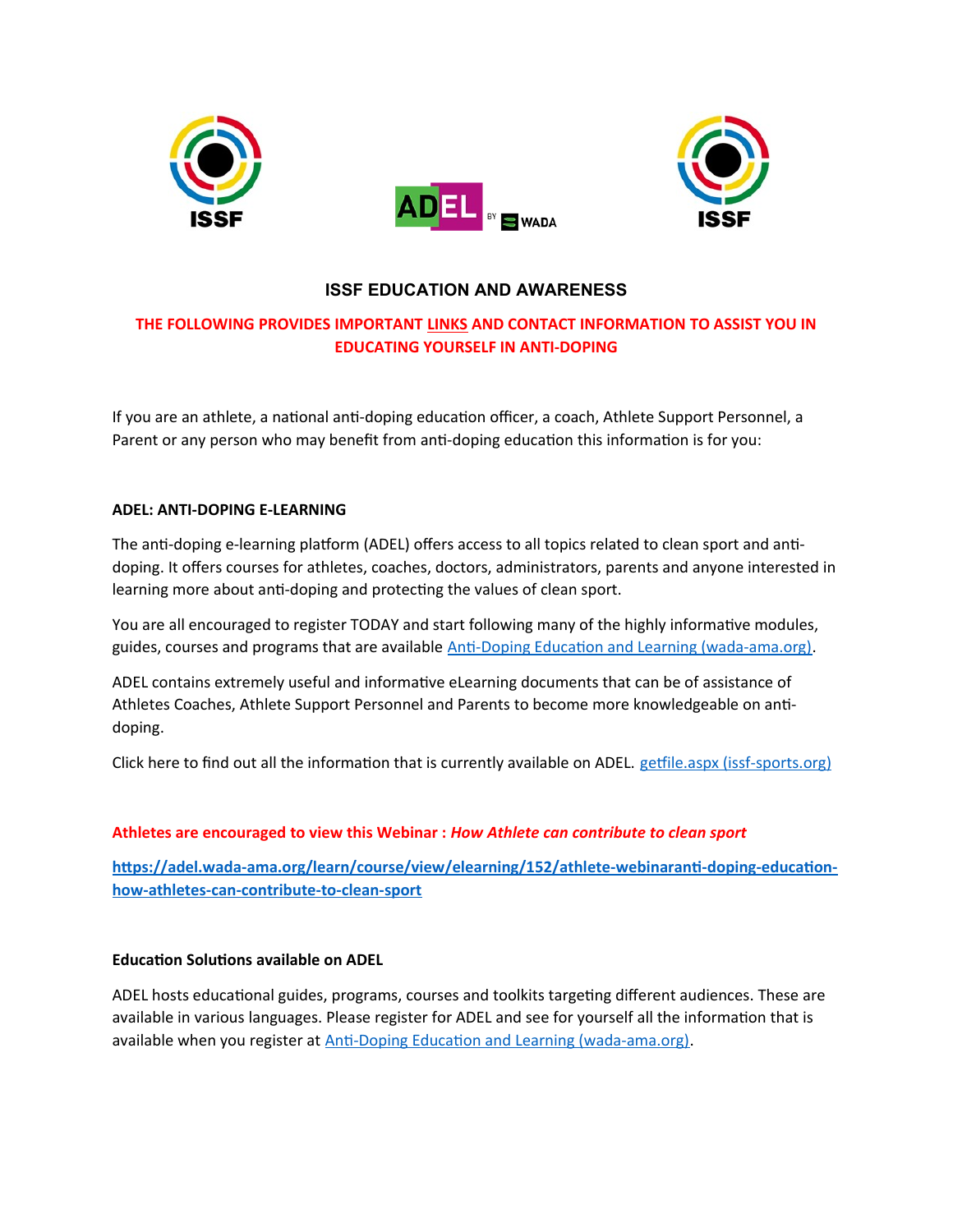# ISSF EDUCATION AND AWARENESS

**THE FOLLOWING PROVIDES IMPORTANT LINKS AND CONTACT INFORMATION TO ASSIST YOU IN EDUCATING YOURSELF IN ANTI-DOPING**

If you are an athlete, a national anti-doping education officer, a coach, Athlete Support Personnel, a Parent or any person who may benefit from anti-doping education this information is for you:

## ADEL: ANTI-DOPING E-LEARNING

The anti-doping e-learning platform (ADEL) offers access to all topics related to clean sport and anti-doping. It offers courses for athletes, coaches, doctors, administrators, parents and anyone interested in learning more about anti-doping and protecting the values of clean sport.

You are all encouraged to register TODAY and start following many of the highly informative modules, guides, courses and programs that are available Anti-Doping Education and Learning (wada-ama.org).

ADEL contains extremely useful and informative eLearning documents that can be of assistance of Athletes Coaches, Athlete Support Personnel and Parents to become more knowledgeable on anti-doping.

Click here to find out all the information that is currently available on ADEL. getfile.aspx (issf-sports.org)

**Athletes are encouraged to view this Webinar : *How Athlete can contribute to clean sport***

**https://adel.wada-ama.org/learn/course/view/elearning/152/athlete-webinaranti-doping-education-how-athletes-can-contribute-to-clean-sport**

## Education Solutions available on ADEL

ADEL hosts educational guides, programs, courses and toolkits targeting different audiences. These are available in various languages. Please register for ADEL and see for yourself all the information that is available when you register at Anti-Doping Education and Learning (wada-ama.org).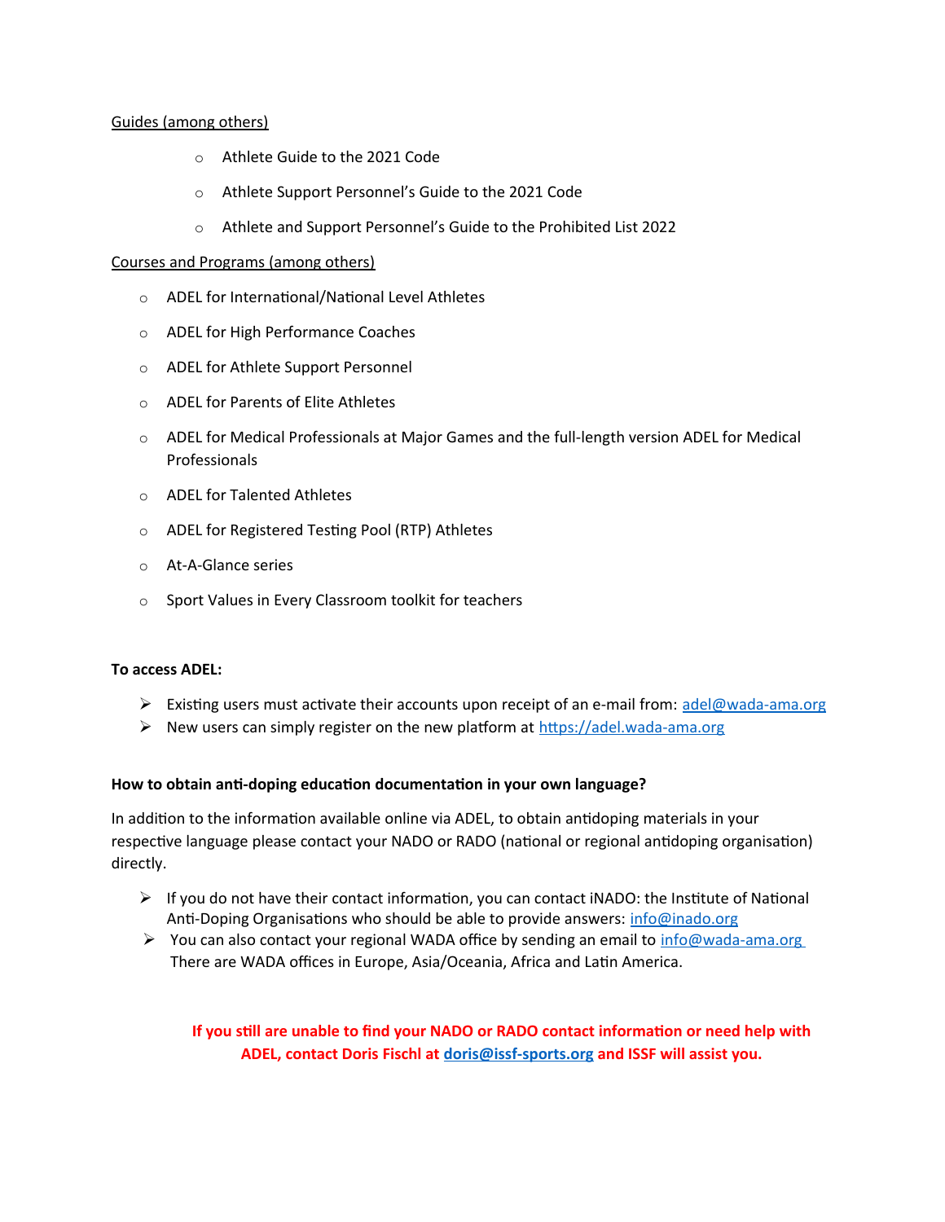Guides (among others)

- Athlete Guide to the 2021 Code
- Athlete Support Personnel's Guide to the 2021 Code
- Athlete and Support Personnel's Guide to the Prohibited List 2022

Courses and Programs (among others)

- ADEL for International/National Level Athletes
- ADEL for High Performance Coaches
- ADEL for Athlete Support Personnel
- ADEL for Parents of Elite Athletes
- ADEL for Medical Professionals at Major Games and the full-length version ADEL for Medical Professionals
- ADEL for Talented Athletes
- ADEL for Registered Testing Pool (RTP) Athletes
- At-A-Glance series
- Sport Values in Every Classroom toolkit for teachers

**To access ADEL:**

- Existing users must activate their accounts upon receipt of an e-mail from: adel@wada-ama.org
- New users can simply register on the new platform at https://adel.wada-ama.org

**How to obtain anti-doping education documentation in your own language?**

In addition to the information available online via ADEL, to obtain antidoping materials in your respective language please contact your NADO or RADO (national or regional antidoping organisation) directly.

- If you do not have their contact information, you can contact iNADO: the Institute of National Anti-Doping Organisations who should be able to provide answers: info@inado.org
- You can also contact your regional WADA office by sending an email to info@wada-ama.org There are WADA offices in Europe, Asia/Oceania, Africa and Latin America.

**If you still are unable to find your NADO or RADO contact information or need help with ADEL, contact Doris Fischl at doris@issf-sports.org and ISSF will assist you.**